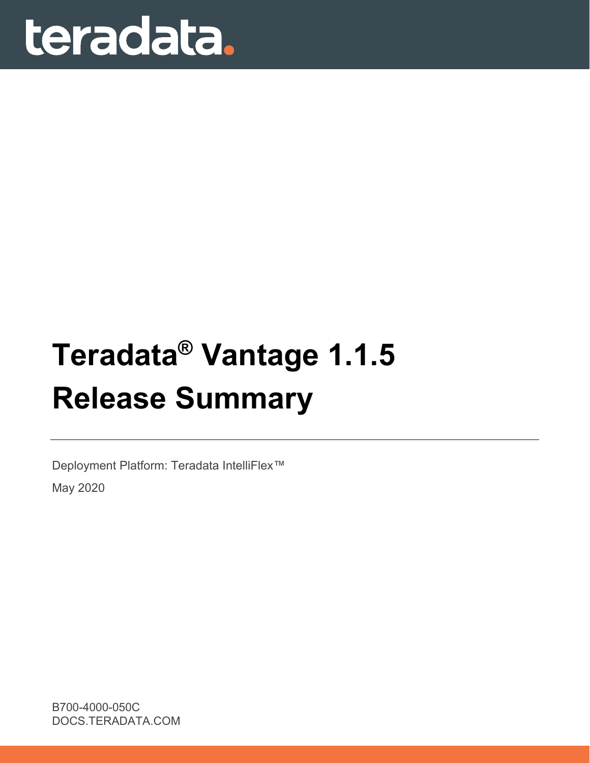teradata.

# Teradata® Vantage 1.1.5 Release Summary

Deployment Platform: Teradata IntelliFlex™

May 2020

B700-4000-050C
DOCS.TERADATA.COM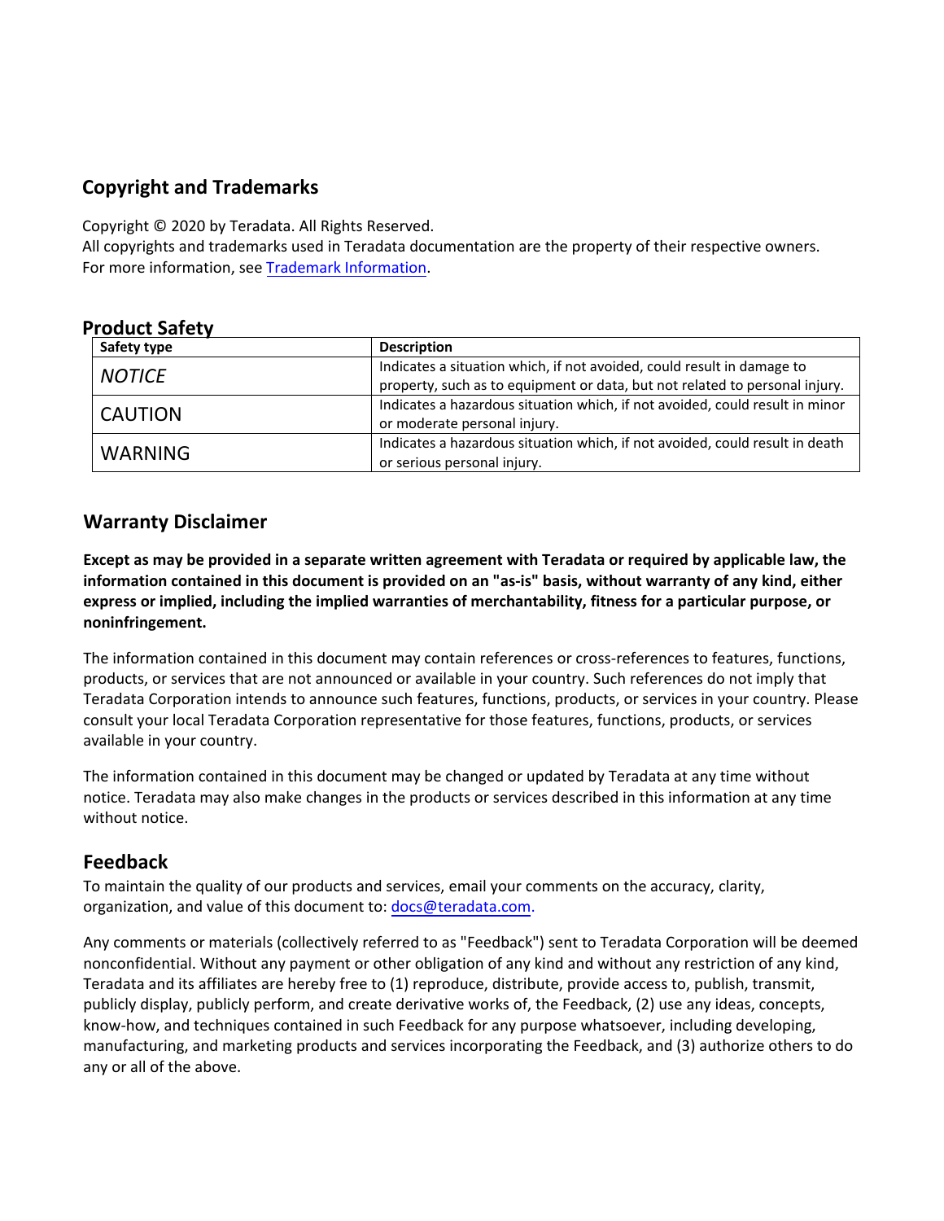## Copyright and Trademarks

Copyright © 2020 by Teradata. All Rights Reserved.
All copyrights and trademarks used in Teradata documentation are the property of their respective owners. For more information, see Trademark Information.

## Product Safety

| Safety type | Description |
| --- | --- |
| *NOTICE* | Indicates a situation which, if not avoided, could result in damage to property, such as to equipment or data, but not related to personal injury. |
| CAUTION | Indicates a hazardous situation which, if not avoided, could result in minor or moderate personal injury. |
| WARNING | Indicates a hazardous situation which, if not avoided, could result in death or serious personal injury. |

## Warranty Disclaimer

**Except as may be provided in a separate written agreement with Teradata or required by applicable law, the information contained in this document is provided on an "as-is" basis, without warranty of any kind, either express or implied, including the implied warranties of merchantability, fitness for a particular purpose, or noninfringement.**

The information contained in this document may contain references or cross-references to features, functions, products, or services that are not announced or available in your country. Such references do not imply that Teradata Corporation intends to announce such features, functions, products, or services in your country. Please consult your local Teradata Corporation representative for those features, functions, products, or services available in your country.

The information contained in this document may be changed or updated by Teradata at any time without notice. Teradata may also make changes in the products or services described in this information at any time without notice.

## Feedback

To maintain the quality of our products and services, email your comments on the accuracy, clarity, organization, and value of this document to: docs@teradata.com.

Any comments or materials (collectively referred to as "Feedback") sent to Teradata Corporation will be deemed nonconfidential. Without any payment or other obligation of any kind and without any restriction of any kind, Teradata and its affiliates are hereby free to (1) reproduce, distribute, provide access to, publish, transmit, publicly display, publicly perform, and create derivative works of, the Feedback, (2) use any ideas, concepts, know-how, and techniques contained in such Feedback for any purpose whatsoever, including developing, manufacturing, and marketing products and services incorporating the Feedback, and (3) authorize others to do any or all of the above.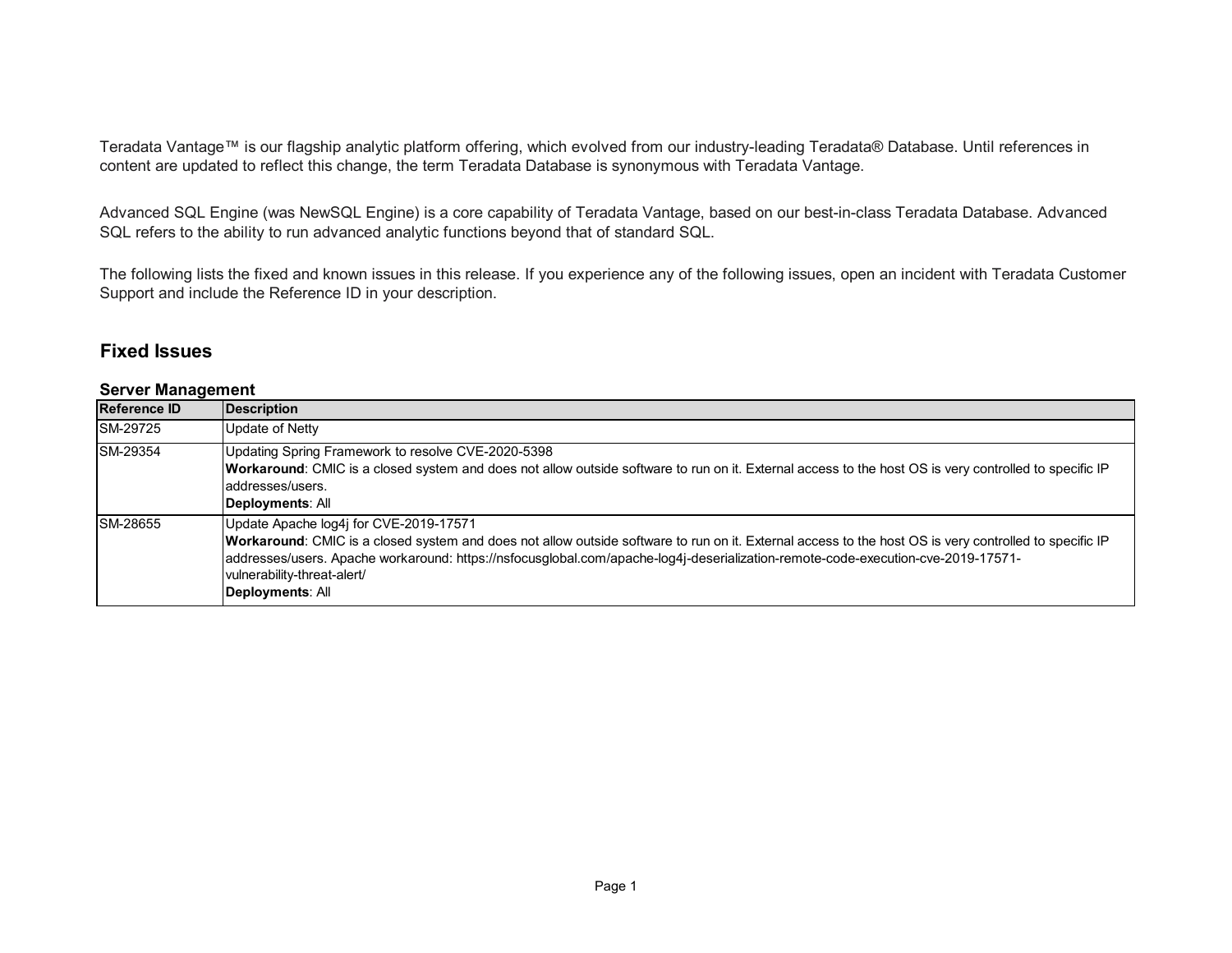Teradata Vantage™ is our flagship analytic platform offering, which evolved from our industry-leading Teradata® Database. Until references in content are updated to reflect this change, the term Teradata Database is synonymous with Teradata Vantage.

Advanced SQL Engine (was NewSQL Engine) is a core capability of Teradata Vantage, based on our best-in-class Teradata Database. Advanced SQL refers to the ability to run advanced analytic functions beyond that of standard SQL.

The following lists the fixed and known issues in this release. If you experience any of the following issues, open an incident with Teradata Customer Support and include the Reference ID in your description.

## Fixed Issues

### Server Management

| Reference ID | Description |
|---|---|
| SM-29725 | Update of Netty |
| SM-29354 | Updating Spring Framework to resolve CVE-2020-5398<br>**Workaround**: CMIC is a closed system and does not allow outside software to run on it. External access to the host OS is very controlled to specific IP addresses/users.<br>**Deployments**: All |
| SM-28655 | Update Apache log4j for CVE-2019-17571<br>**Workaround**: CMIC is a closed system and does not allow outside software to run on it. External access to the host OS is very controlled to specific IP addresses/users. Apache workaround: https://nsfocusglobal.com/apache-log4j-deserialization-remote-code-execution-cve-2019-17571-vulnerability-threat-alert/<br>**Deployments**: All |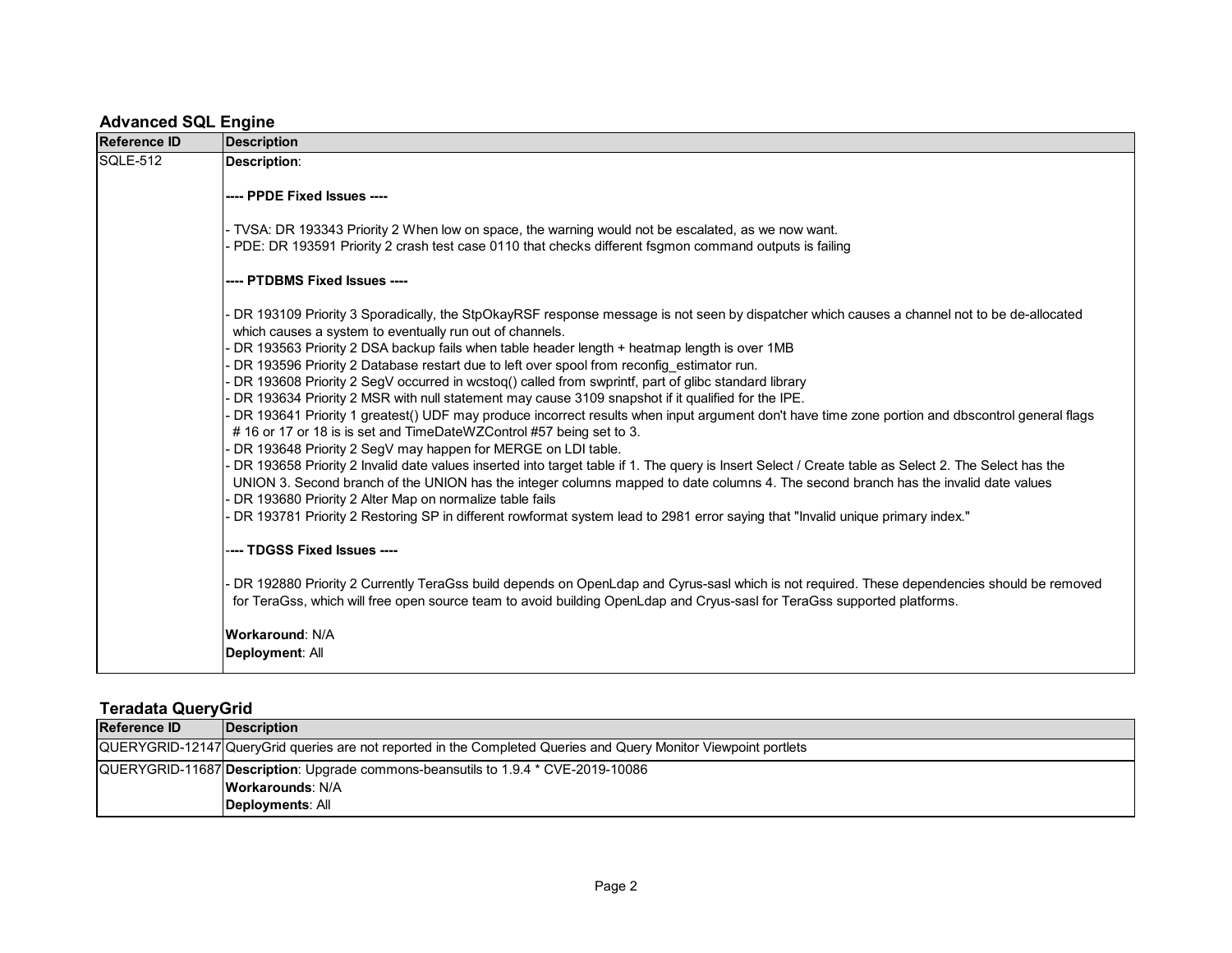### Advanced SQL Engine

| Reference ID | Description |
|---|---|
| SQLE-512 | **Description**:<br><br>**---- PPDE Fixed Issues ----**<br><br>- TVSA: DR 193343 Priority 2 When low on space, the warning would not be escalated, as we now want.<br>- PDE: DR 193591 Priority 2 crash test case 0110 that checks different fsgmon command outputs is failing<br><br>**---- PTDBMS Fixed Issues ----**<br><br>- DR 193109 Priority 3 Sporadically, the StpOkayRSF response message is not seen by dispatcher which causes a channel not to be de-allocated which causes a system to eventually run out of channels.<br>- DR 193563 Priority 2 DSA backup fails when table header length + heatmap length is over 1MB<br>- DR 193596 Priority 2 Database restart due to left over spool from reconfig_estimator run.<br>- DR 193608 Priority 2 SegV occurred in wcstoq() called from swprintf, part of glibc standard library<br>- DR 193634 Priority 2 MSR with null statement may cause 3109 snapshot if it qualified for the IPE.<br>- DR 193641 Priority 1 greatest() UDF may produce incorrect results when input argument don't have time zone portion and dbscontrol general flags # 16 or 17 or 18 is is set and TimeDateWZControl #57 being set to 3.<br>- DR 193648 Priority 2 SegV may happen for MERGE on LDI table.<br>- DR 193658 Priority 2 Invalid date values inserted into target table if 1. The query is Insert Select / Create table as Select 2. The Select has the UNION 3. Second branch of the UNION has the integer columns mapped to date columns 4. The second branch has the invalid date values<br>- DR 193680 Priority 2 Alter Map on normalize table fails<br>- DR 193781 Priority 2 Restoring SP in different rowformat system lead to 2981 error saying that "Invalid unique primary index."<br><br>**---- TDGSS Fixed Issues ----**<br><br>- DR 192880 Priority 2 Currently TeraGss build depends on OpenLdap and Cyrus-sasl which is not required. These dependencies should be removed for TeraGss, which will free open source team to avoid building OpenLdap and Cryus-sasl for TeraGss supported platforms.<br><br>**Workaround**: N/A<br>**Deployment**: All |

### Teradata QueryGrid

| Reference ID | Description |
|---|---|
| QUERYGRID-12147 | QueryGrid queries are not reported in the Completed Queries and Query Monitor Viewpoint portlets |
| QUERYGRID-11687 | **Description**: Upgrade commons-beansutils to 1.9.4 * CVE-2019-10086<br>**Workarounds**: N/A<br>**Deployments**: All |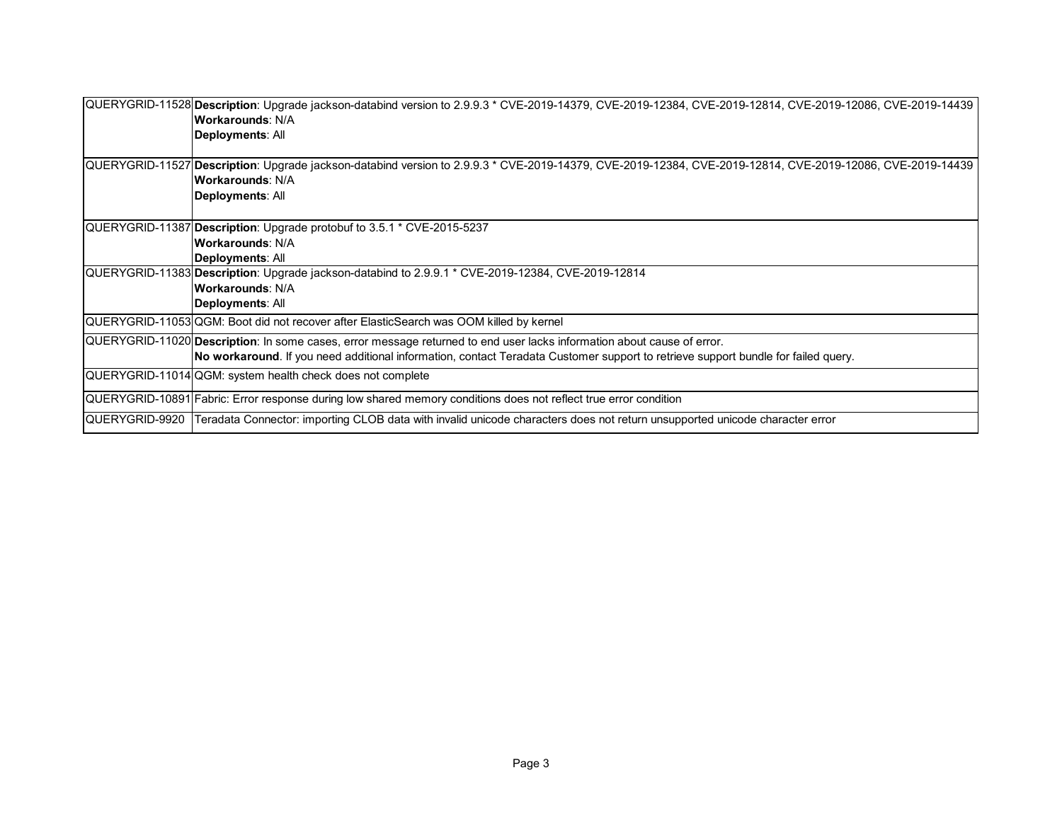| | |
|---|---|
| QUERYGRID-11528 | **Description**: Upgrade jackson-databind version to 2.9.9.3 * CVE-2019-14379, CVE-2019-12384, CVE-2019-12814, CVE-2019-12086, CVE-2019-14439<br>**Workarounds**: N/A<br>**Deployments**: All |
| QUERYGRID-11527 | **Description**: Upgrade jackson-databind version to 2.9.9.3 * CVE-2019-14379, CVE-2019-12384, CVE-2019-12814, CVE-2019-12086, CVE-2019-14439<br>**Workarounds**: N/A<br>**Deployments**: All |
| QUERYGRID-11387 | **Description**: Upgrade protobuf to 3.5.1 * CVE-2015-5237<br>**Workarounds**: N/A<br>**Deployments**: All |
| QUERYGRID-11383 | **Description**: Upgrade jackson-databind to 2.9.9.1 * CVE-2019-12384, CVE-2019-12814<br>**Workarounds**: N/A<br>**Deployments**: All |
| QUERYGRID-11053 | QGM: Boot did not recover after ElasticSearch was OOM killed by kernel |
| QUERYGRID-11020 | **Description**: In some cases, error message returned to end user lacks information about cause of error.<br>**No workaround**. If you need additional information, contact Teradata Customer support to retrieve support bundle for failed query. |
| QUERYGRID-11014 | QGM: system health check does not complete |
| QUERYGRID-10891 | Fabric: Error response during low shared memory conditions does not reflect true error condition |
| QUERYGRID-9920 | Teradata Connector: importing CLOB data with invalid unicode characters does not return unsupported unicode character error |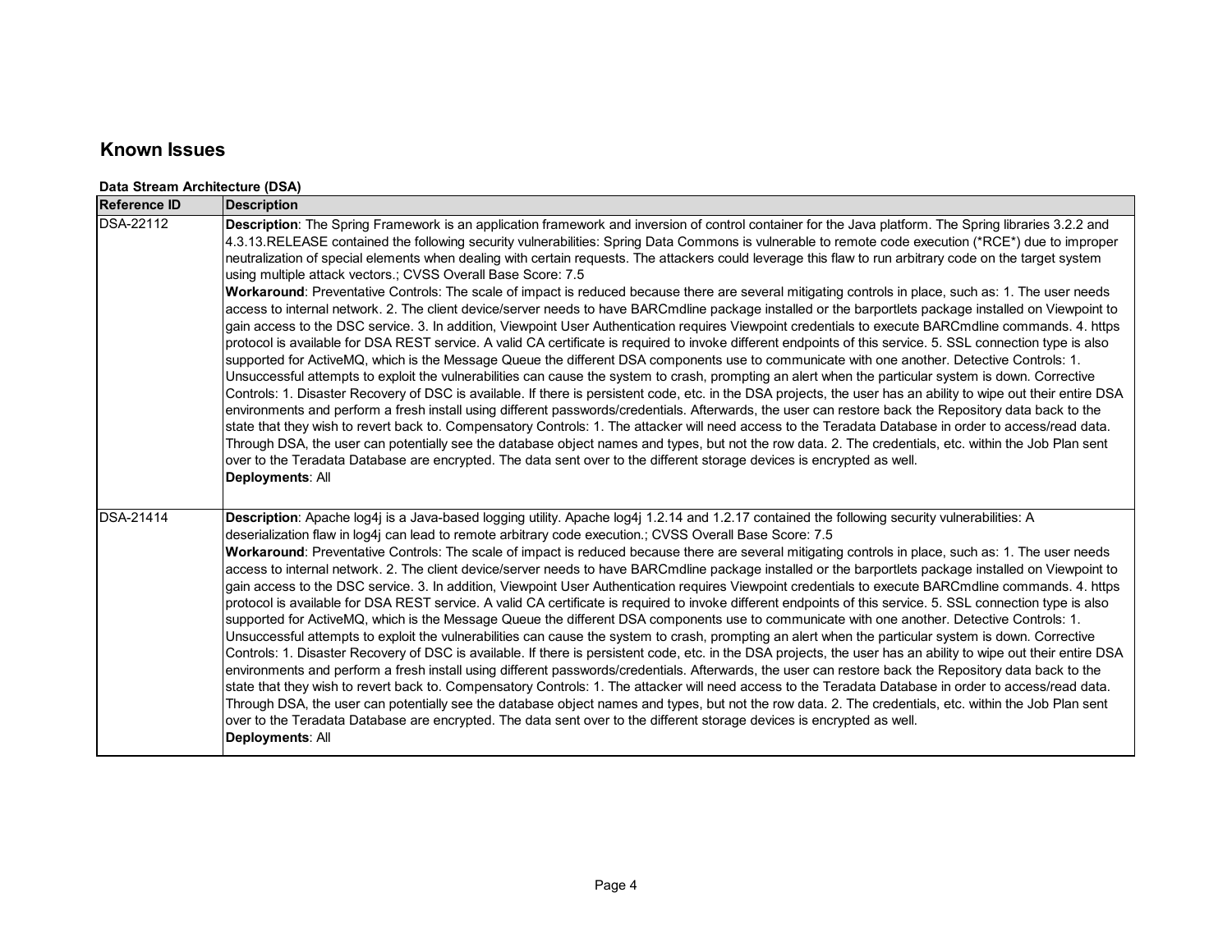## Known Issues

### Data Stream Architecture (DSA)

| Reference ID | Description |
|---|---|
| DSA-22112 | **Description**: The Spring Framework is an application framework and inversion of control container for the Java platform. The Spring libraries 3.2.2 and 4.3.13.RELEASE contained the following security vulnerabilities: Spring Data Commons is vulnerable to remote code execution (*RCE*) due to improper neutralization of special elements when dealing with certain requests. The attackers could leverage this flaw to run arbitrary code on the target system using multiple attack vectors.; CVSS Overall Base Score: 7.5<br>**Workaround**: Preventative Controls: The scale of impact is reduced because there are several mitigating controls in place, such as: 1. The user needs access to internal network. 2. The client device/server needs to have BARCmdline package installed or the barportlets package installed on Viewpoint to gain access to the DSC service. 3. In addition, Viewpoint User Authentication requires Viewpoint credentials to execute BARCmdline commands. 4. https protocol is available for DSA REST service. A valid CA certificate is required to invoke different endpoints of this service. 5. SSL connection type is also supported for ActiveMQ, which is the Message Queue the different DSA components use to communicate with one another. Detective Controls: 1. Unsuccessful attempts to exploit the vulnerabilities can cause the system to crash, prompting an alert when the particular system is down. Corrective Controls: 1. Disaster Recovery of DSC is available. If there is persistent code, etc. in the DSA projects, the user has an ability to wipe out their entire DSA environments and perform a fresh install using different passwords/credentials. Afterwards, the user can restore back the Repository data back to the state that they wish to revert back to. Compensatory Controls: 1. The attacker will need access to the Teradata Database in order to access/read data. Through DSA, the user can potentially see the database object names and types, but not the row data. 2. The credentials, etc. within the Job Plan sent over to the Teradata Database are encrypted. The data sent over to the different storage devices is encrypted as well.<br>**Deployments**: All |
| DSA-21414 | **Description**: Apache log4j is a Java-based logging utility. Apache log4j 1.2.14 and 1.2.17 contained the following security vulnerabilities: A deserialization flaw in log4j can lead to remote arbitrary code execution.; CVSS Overall Base Score: 7.5<br>**Workaround**: Preventative Controls: The scale of impact is reduced because there are several mitigating controls in place, such as: 1. The user needs access to internal network. 2. The client device/server needs to have BARCmdline package installed or the barportlets package installed on Viewpoint to gain access to the DSC service. 3. In addition, Viewpoint User Authentication requires Viewpoint credentials to execute BARCmdline commands. 4. https protocol is available for DSA REST service. A valid CA certificate is required to invoke different endpoints of this service. 5. SSL connection type is also supported for ActiveMQ, which is the Message Queue the different DSA components use to communicate with one another. Detective Controls: 1. Unsuccessful attempts to exploit the vulnerabilities can cause the system to crash, prompting an alert when the particular system is down. Corrective Controls: 1. Disaster Recovery of DSC is available. If there is persistent code, etc. in the DSA projects, the user has an ability to wipe out their entire DSA environments and perform a fresh install using different passwords/credentials. Afterwards, the user can restore back the Repository data back to the state that they wish to revert back to. Compensatory Controls: 1. The attacker will need access to the Teradata Database in order to access/read data. Through DSA, the user can potentially see the database object names and types, but not the row data. 2. The credentials, etc. within the Job Plan sent over to the Teradata Database are encrypted. The data sent over to the different storage devices is encrypted as well.<br>**Deployments**: All |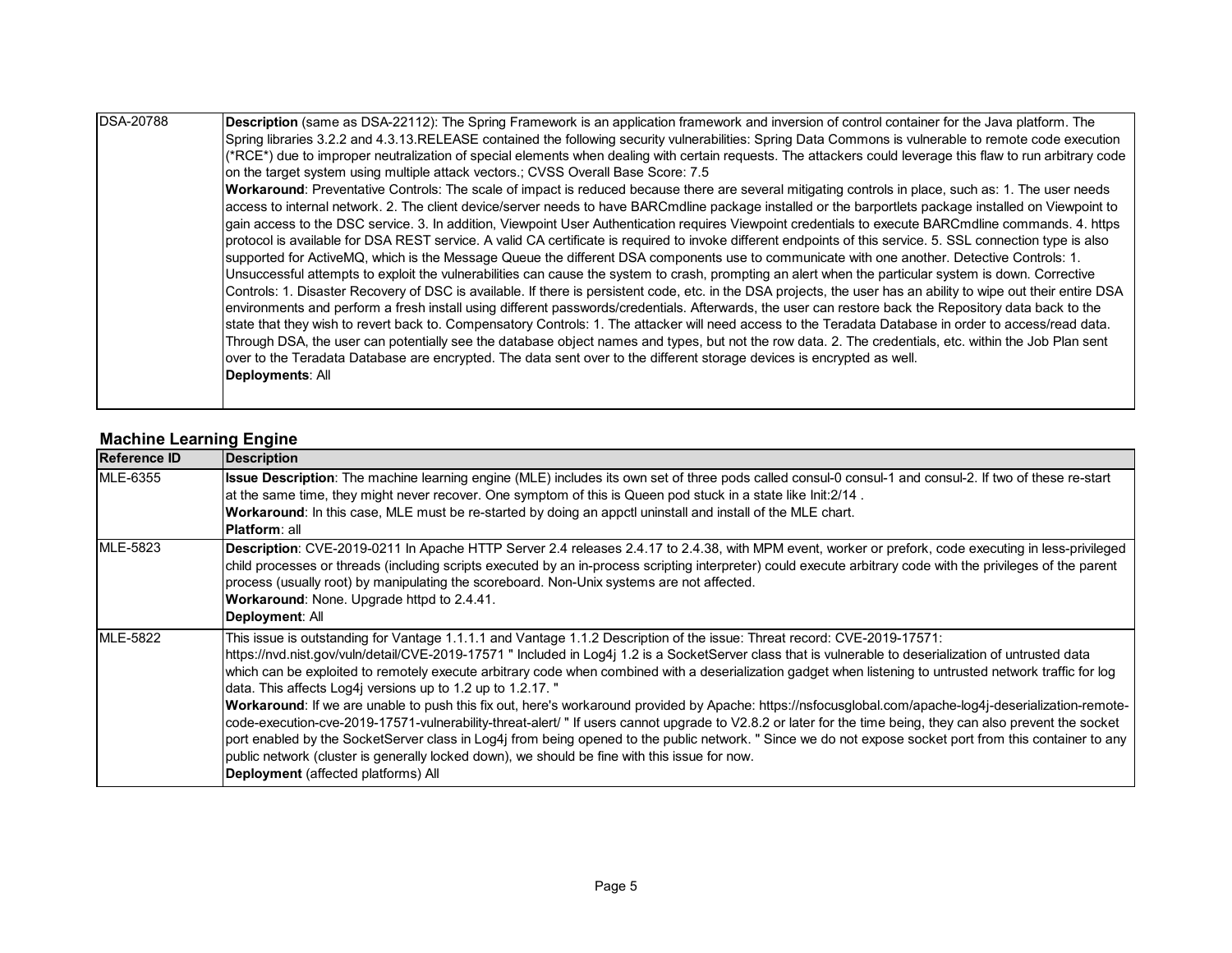| | |
|---|---|
| DSA-20788 | **Description** (same as DSA-22112): The Spring Framework is an application framework and inversion of control container for the Java platform. The Spring libraries 3.2.2 and 4.3.13.RELEASE contained the following security vulnerabilities: Spring Data Commons is vulnerable to remote code execution (*RCE*) due to improper neutralization of special elements when dealing with certain requests. The attackers could leverage this flaw to run arbitrary code on the target system using multiple attack vectors.; CVSS Overall Base Score: 7.5<br>**Workaround**: Preventative Controls: The scale of impact is reduced because there are several mitigating controls in place, such as: 1. The user needs access to internal network. 2. The client device/server needs to have BARCmdline package installed or the barportlets package installed on Viewpoint to gain access to the DSC service. 3. In addition, Viewpoint User Authentication requires Viewpoint credentials to execute BARCmdline commands. 4. https protocol is available for DSA REST service. A valid CA certificate is required to invoke different endpoints of this service. 5. SSL connection type is also supported for ActiveMQ, which is the Message Queue the different DSA components use to communicate with one another. Detective Controls: 1. Unsuccessful attempts to exploit the vulnerabilities can cause the system to crash, prompting an alert when the particular system is down. Corrective Controls: 1. Disaster Recovery of DSC is available. If there is persistent code, etc. in the DSA projects, the user has an ability to wipe out their entire DSA environments and perform a fresh install using different passwords/credentials. Afterwards, the user can restore back the Repository data back to the state that they wish to revert back to. Compensatory Controls: 1. The attacker will need access to the Teradata Database in order to access/read data. Through DSA, the user can potentially see the database object names and types, but not the row data. 2. The credentials, etc. within the Job Plan sent over to the Teradata Database are encrypted. The data sent over to the different storage devices is encrypted as well.<br>**Deployments**: All |

### Machine Learning Engine

| Reference ID | Description |
|---|---|
| MLE-6355 | **Issue Description**: The machine learning engine (MLE) includes its own set of three pods called consul-0 consul-1 and consul-2. If two of these re-start at the same time, they might never recover. One symptom of this is Queen pod stuck in a state like Init:2/14 .<br>**Workaround**: In this case, MLE must be re-started by doing an appctl uninstall and install of the MLE chart.<br>**Platform**: all |
| MLE-5823 | **Description**: CVE-2019-0211 In Apache HTTP Server 2.4 releases 2.4.17 to 2.4.38, with MPM event, worker or prefork, code executing in less-privileged child processes or threads (including scripts executed by an in-process scripting interpreter) could execute arbitrary code with the privileges of the parent process (usually root) by manipulating the scoreboard. Non-Unix systems are not affected.<br>**Workaround**: None. Upgrade httpd to 2.4.41.<br>**Deployment**: All |
| MLE-5822 | This issue is outstanding for Vantage 1.1.1.1 and Vantage 1.1.2 Description of the issue: Threat record: CVE-2019-17571: https://nvd.nist.gov/vuln/detail/CVE-2019-17571 " Included in Log4j 1.2 is a SocketServer class that is vulnerable to deserialization of untrusted data which can be exploited to remotely execute arbitrary code when combined with a deserialization gadget when listening to untrusted network traffic for log data. This affects Log4j versions up to 1.2 up to 1.2.17. "<br>**Workaround**: If we are unable to push this fix out, here's workaround provided by Apache: https://nsfocusglobal.com/apache-log4j-deserialization-remote-code-execution-cve-2019-17571-vulnerability-threat-alert/ " If users cannot upgrade to V2.8.2 or later for the time being, they can also prevent the socket port enabled by the SocketServer class in Log4j from being opened to the public network. " Since we do not expose socket port from this container to any public network (cluster is generally locked down), we should be fine with this issue for now.<br>**Deployment** (affected platforms) All |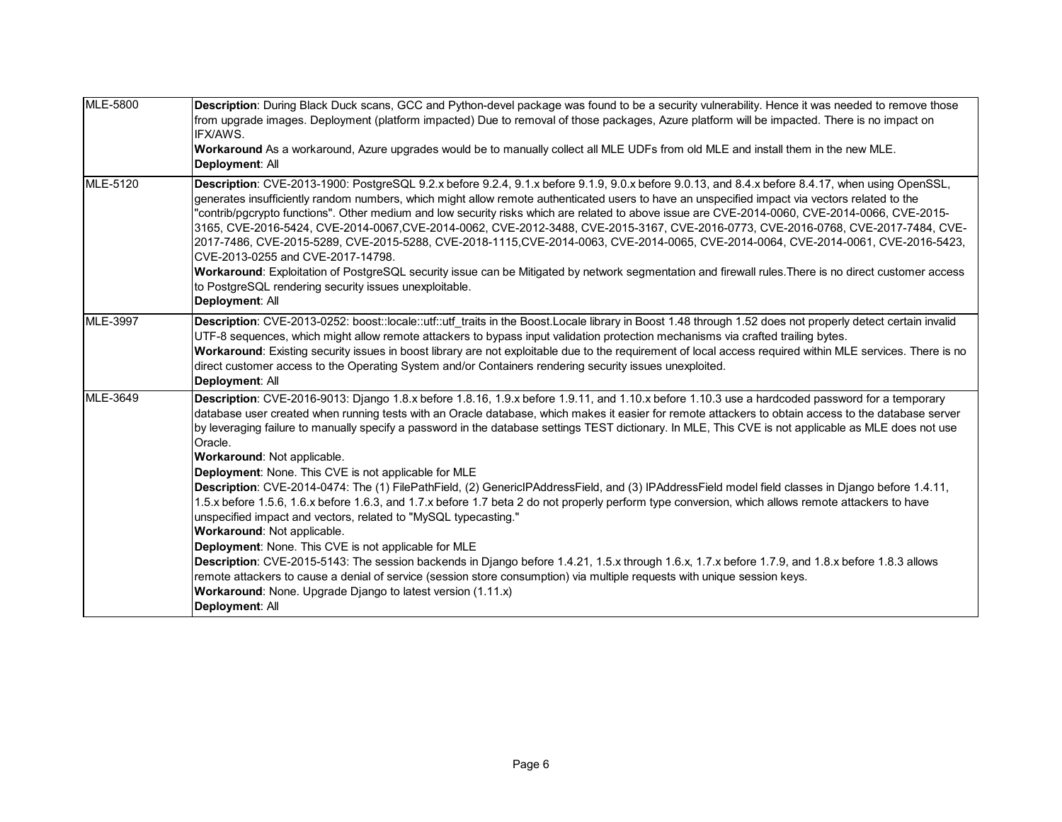| | |
|---|---|
| MLE-5800 | **Description**: During Black Duck scans, GCC and Python-devel package was found to be a security vulnerability. Hence it was needed to remove those from upgrade images. Deployment (platform impacted) Due to removal of those packages, Azure platform will be impacted. There is no impact on IFX/AWS.<br>**Workaround** As a workaround, Azure upgrades would be to manually collect all MLE UDFs from old MLE and install them in the new MLE.<br>**Deployment**: All |
| MLE-5120 | **Description**: CVE-2013-1900: PostgreSQL 9.2.x before 9.2.4, 9.1.x before 9.1.9, 9.0.x before 9.0.13, and 8.4.x before 8.4.17, when using OpenSSL, generates insufficiently random numbers, which might allow remote authenticated users to have an unspecified impact via vectors related to the "contrib/pgcrypto functions". Other medium and low security risks which are related to above issue are CVE-2014-0060, CVE-2014-0066, CVE-2015-3165, CVE-2016-5424, CVE-2014-0067,CVE-2014-0062, CVE-2012-3488, CVE-2015-3167, CVE-2016-0773, CVE-2016-0768, CVE-2017-7484, CVE-2017-7486, CVE-2015-5289, CVE-2015-5288, CVE-2018-1115,CVE-2014-0063, CVE-2014-0065, CVE-2014-0064, CVE-2014-0061, CVE-2016-5423, CVE-2013-0255 and CVE-2017-14798.<br>**Workaround**: Exploitation of PostgreSQL security issue can be Mitigated by network segmentation and firewall rules.There is no direct customer access to PostgreSQL rendering security issues unexploitable.<br>**Deployment**: All |
| MLE-3997 | **Description**: CVE-2013-0252: boost::locale::utf::utf_traits in the Boost.Locale library in Boost 1.48 through 1.52 does not properly detect certain invalid UTF-8 sequences, which might allow remote attackers to bypass input validation protection mechanisms via crafted trailing bytes.<br>**Workaround**: Existing security issues in boost library are not exploitable due to the requirement of local access required within MLE services. There is no direct customer access to the Operating System and/or Containers rendering security issues unexploited.<br>**Deployment**: All |
| MLE-3649 | **Description**: CVE-2016-9013: Django 1.8.x before 1.8.16, 1.9.x before 1.9.11, and 1.10.x before 1.10.3 use a hardcoded password for a temporary database user created when running tests with an Oracle database, which makes it easier for remote attackers to obtain access to the database server by leveraging failure to manually specify a password in the database settings TEST dictionary. In MLE, This CVE is not applicable as MLE does not use Oracle.<br>**Workaround**: Not applicable.<br>**Deployment**: None. This CVE is not applicable for MLE<br>**Description**: CVE-2014-0474: The (1) FilePathField, (2) GenericIPAddressField, and (3) IPAddressField model field classes in Django before 1.4.11, 1.5.x before 1.5.6, 1.6.x before 1.6.3, and 1.7.x before 1.7 beta 2 do not properly perform type conversion, which allows remote attackers to have unspecified impact and vectors, related to "MySQL typecasting."<br>**Workaround**: Not applicable.<br>**Deployment**: None. This CVE is not applicable for MLE<br>**Description**: CVE-2015-5143: The session backends in Django before 1.4.21, 1.5.x through 1.6.x, 1.7.x before 1.7.9, and 1.8.x before 1.8.3 allows remote attackers to cause a denial of service (session store consumption) via multiple requests with unique session keys.<br>**Workaround**: None. Upgrade Django to latest version (1.11.x)<br>**Deployment**: All |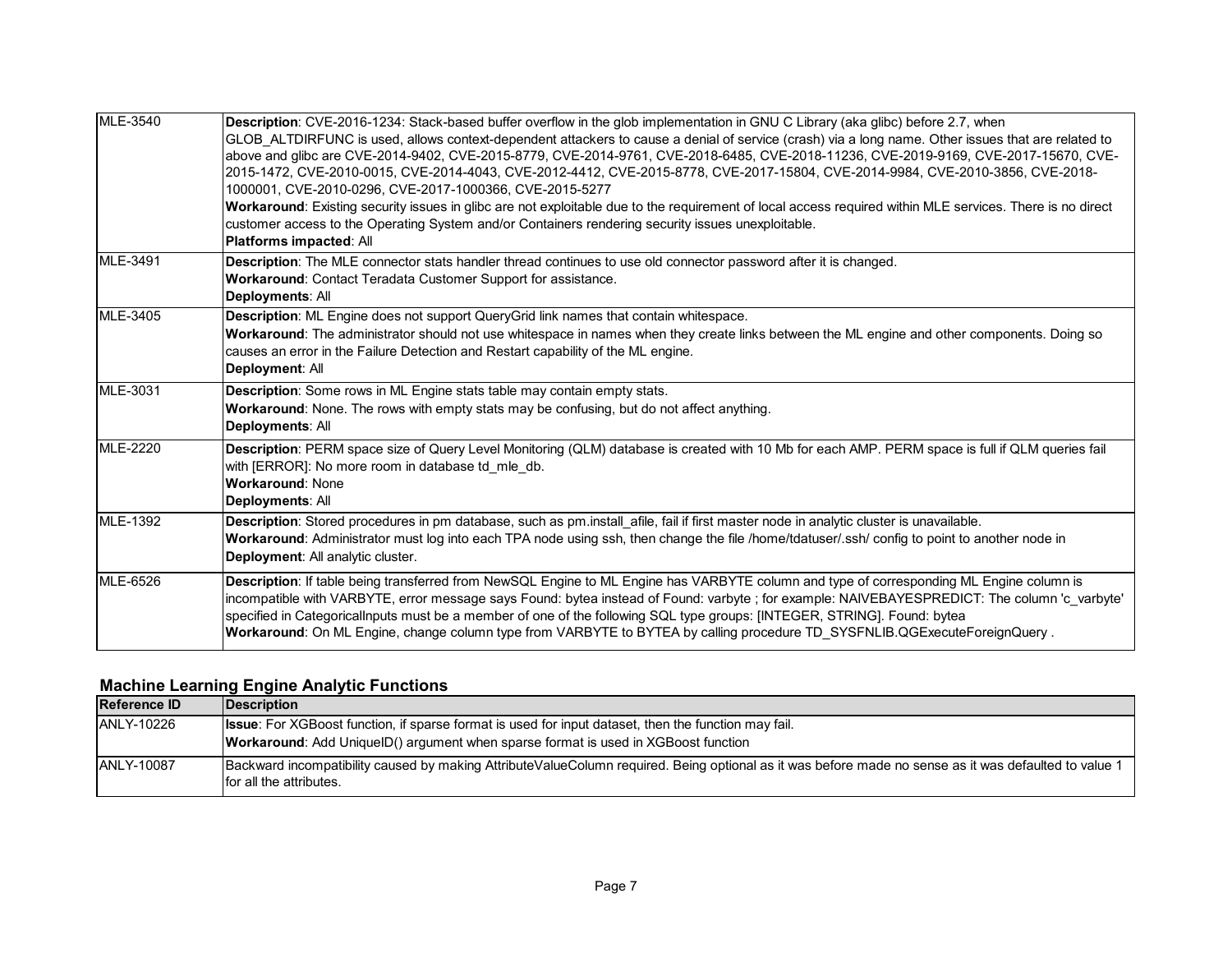| | |
|---|---|
| MLE-3540 | **Description**: CVE-2016-1234: Stack-based buffer overflow in the glob implementation in GNU C Library (aka glibc) before 2.7, when GLOB_ALTDIRFUNC is used, allows context-dependent attackers to cause a denial of service (crash) via a long name. Other issues that are related to above and glibc are CVE-2014-9402, CVE-2015-8779, CVE-2014-9761, CVE-2018-6485, CVE-2018-11236, CVE-2019-9169, CVE-2017-15670, CVE-2015-1472, CVE-2010-0015, CVE-2014-4043, CVE-2012-4412, CVE-2015-8778, CVE-2017-15804, CVE-2014-9984, CVE-2010-3856, CVE-2018-1000001, CVE-2010-0296, CVE-2017-1000366, CVE-2015-5277<br>**Workaround**: Existing security issues in glibc are not exploitable due to the requirement of local access required within MLE services. There is no direct customer access to the Operating System and/or Containers rendering security issues unexploitable.<br>**Platforms impacted**: All |
| MLE-3491 | **Description**: The MLE connector stats handler thread continues to use old connector password after it is changed.<br>**Workaround**: Contact Teradata Customer Support for assistance.<br>**Deployments**: All |
| MLE-3405 | **Description**: ML Engine does not support QueryGrid link names that contain whitespace.<br>**Workaround**: The administrator should not use whitespace in names when they create links between the ML engine and other components. Doing so causes an error in the Failure Detection and Restart capability of the ML engine.<br>**Deployment**: All |
| MLE-3031 | **Description**: Some rows in ML Engine stats table may contain empty stats.<br>**Workaround**: None. The rows with empty stats may be confusing, but do not affect anything.<br>**Deployments**: All |
| MLE-2220 | **Description**: PERM space size of Query Level Monitoring (QLM) database is created with 10 Mb for each AMP. PERM space is full if QLM queries fail with [ERROR]: No more room in database td_mle_db.<br>**Workaround**: None<br>**Deployments**: All |
| MLE-1392 | **Description**: Stored procedures in pm database, such as pm.install_afile, fail if first master node in analytic cluster is unavailable.<br>**Workaround**: Administrator must log into each TPA node using ssh, then change the file /home/tdatuser/.ssh/ config to point to another node in<br>**Deployment**: All analytic cluster. |
| MLE-6526 | **Description**: If table being transferred from NewSQL Engine to ML Engine has VARBYTE column and type of corresponding ML Engine column is incompatible with VARBYTE, error message says Found: bytea instead of Found: varbyte ; for example: NAIVEBAYESPREDICT: The column 'c_varbyte' specified in CategoricalInputs must be a member of one of the following SQL type groups: [INTEGER, STRING]. Found: bytea<br>**Workaround**: On ML Engine, change column type from VARBYTE to BYTEA by calling procedure TD_SYSFNLIB.QGExecuteForeignQuery . |

### Machine Learning Engine Analytic Functions

| Reference ID | Description |
|---|---|
| ANLY-10226 | **Issue**: For XGBoost function, if sparse format is used for input dataset, then the function may fail.<br>**Workaround**: Add UniqueID() argument when sparse format is used in XGBoost function |
| ANLY-10087 | Backward incompatibility caused by making AttributeValueColumn required. Being optional as it was before made no sense as it was defaulted to value 1 for all the attributes. |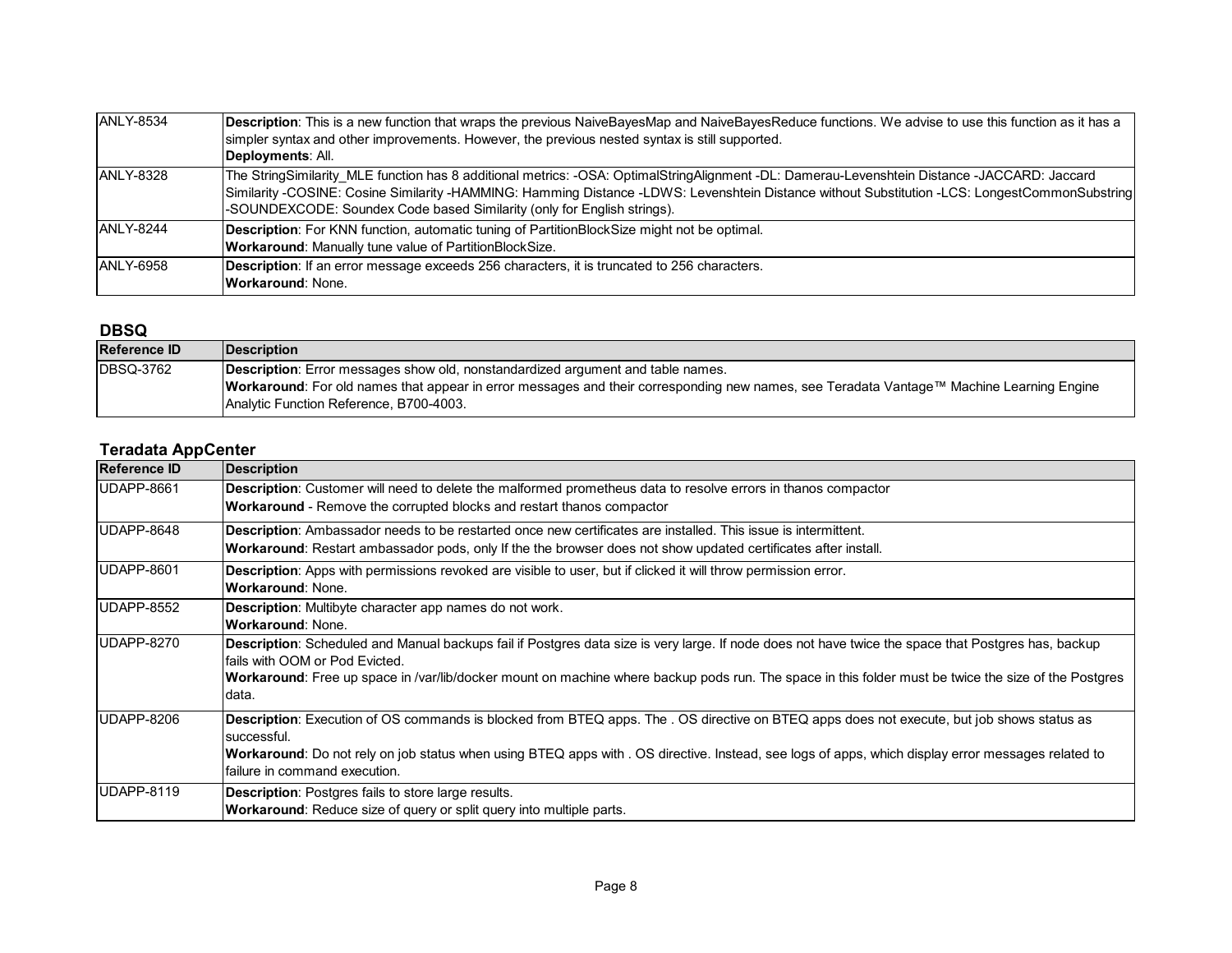| | |
|---|---|
| ANLY-8534 | **Description**: This is a new function that wraps the previous NaiveBayesMap and NaiveBayesReduce functions. We advise to use this function as it has a simpler syntax and other improvements. However, the previous nested syntax is still supported.<br>**Deployments**: All. |
| ANLY-8328 | The StringSimilarity_MLE function has 8 additional metrics: -OSA: OptimalStringAlignment -DL: Damerau-Levenshtein Distance -JACCARD: Jaccard Similarity -COSINE: Cosine Similarity -HAMMING: Hamming Distance -LDWS: Levenshtein Distance without Substitution -LCS: LongestCommonSubstring -SOUNDEXCODE: Soundex Code based Similarity (only for English strings). |
| ANLY-8244 | **Description**: For KNN function, automatic tuning of PartitionBlockSize might not be optimal.<br>**Workaround**: Manually tune value of PartitionBlockSize. |
| ANLY-6958 | **Description**: If an error message exceeds 256 characters, it is truncated to 256 characters.<br>**Workaround**: None. |

## DBSQ

| Reference ID | Description |
|---|---|
| DBSQ-3762 | **Description**: Error messages show old, nonstandardized argument and table names.<br>**Workaround**: For old names that appear in error messages and their corresponding new names, see Teradata Vantage™ Machine Learning Engine Analytic Function Reference, B700-4003. |

## Teradata AppCenter

| Reference ID | Description |
|---|---|
| UDAPP-8661 | **Description**: Customer will need to delete the malformed prometheus data to resolve errors in thanos compactor<br>**Workaround** - Remove the corrupted blocks and restart thanos compactor |
| UDAPP-8648 | **Description**: Ambassador needs to be restarted once new certificates are installed. This issue is intermittent.<br>**Workaround**: Restart ambassador pods, only If the the browser does not show updated certificates after install. |
| UDAPP-8601 | **Description**: Apps with permissions revoked are visible to user, but if clicked it will throw permission error.<br>**Workaround**: None. |
| UDAPP-8552 | **Description**: Multibyte character app names do not work.<br>**Workaround**: None. |
| UDAPP-8270 | **Description**: Scheduled and Manual backups fail if Postgres data size is very large. If node does not have twice the space that Postgres has, backup fails with OOM or Pod Evicted.<br>**Workaround**: Free up space in /var/lib/docker mount on machine where backup pods run. The space in this folder must be twice the size of the Postgres data. |
| UDAPP-8206 | **Description**: Execution of OS commands is blocked from BTEQ apps. The . OS directive on BTEQ apps does not execute, but job shows status as successful.<br>**Workaround**: Do not rely on job status when using BTEQ apps with . OS directive. Instead, see logs of apps, which display error messages related to failure in command execution. |
| UDAPP-8119 | **Description**: Postgres fails to store large results.<br>**Workaround**: Reduce size of query or split query into multiple parts. |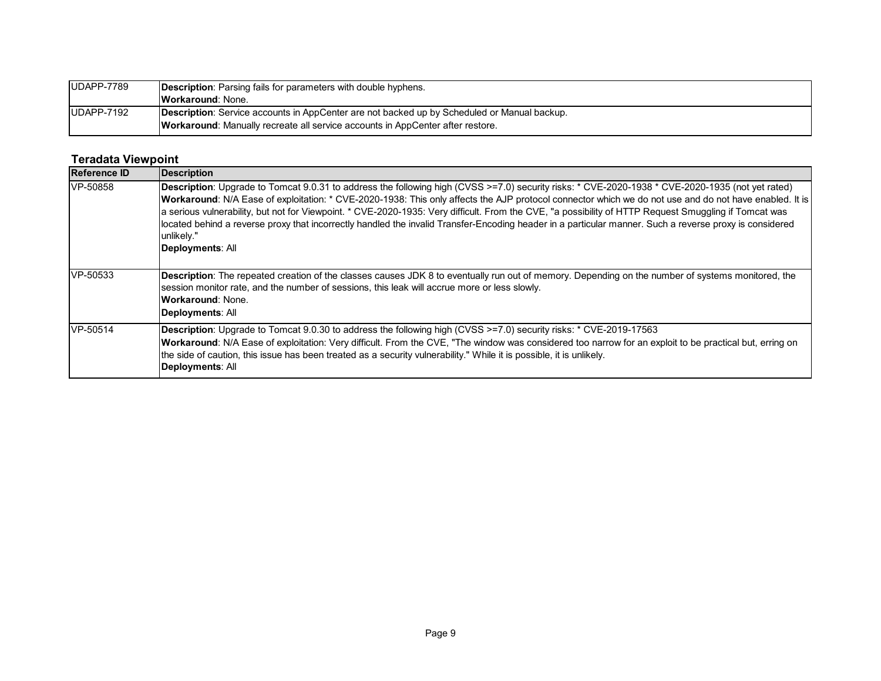| | |
|---|---|
| UDAPP-7789 | **Description**: Parsing fails for parameters with double hyphens.<br>**Workaround**: None. |
| UDAPP-7192 | **Description**: Service accounts in AppCenter are not backed up by Scheduled or Manual backup.<br>**Workaround**: Manually recreate all service accounts in AppCenter after restore. |

### Teradata Viewpoint

| Reference ID | Description |
|---|---|
| VP-50858 | **Description**: Upgrade to Tomcat 9.0.31 to address the following high (CVSS >=7.0) security risks: * CVE-2020-1938 * CVE-2020-1935 (not yet rated)<br>**Workaround**: N/A Ease of exploitation: * CVE-2020-1938: This only affects the AJP protocol connector which we do not use and do not have enabled. It is a serious vulnerability, but not for Viewpoint. * CVE-2020-1935: Very difficult. From the CVE, "a possibility of HTTP Request Smuggling if Tomcat was located behind a reverse proxy that incorrectly handled the invalid Transfer-Encoding header in a particular manner. Such a reverse proxy is considered unlikely."<br>**Deployments**: All |
| VP-50533 | **Description**: The repeated creation of the classes causes JDK 8 to eventually run out of memory. Depending on the number of systems monitored, the session monitor rate, and the number of sessions, this leak will accrue more or less slowly.<br>**Workaround**: None.<br>**Deployments**: All |
| VP-50514 | **Description**: Upgrade to Tomcat 9.0.30 to address the following high (CVSS >=7.0) security risks: * CVE-2019-17563<br>**Workaround**: N/A Ease of exploitation: Very difficult. From the CVE, "The window was considered too narrow for an exploit to be practical but, erring on the side of caution, this issue has been treated as a security vulnerability." While it is possible, it is unlikely.<br>**Deployments**: All |